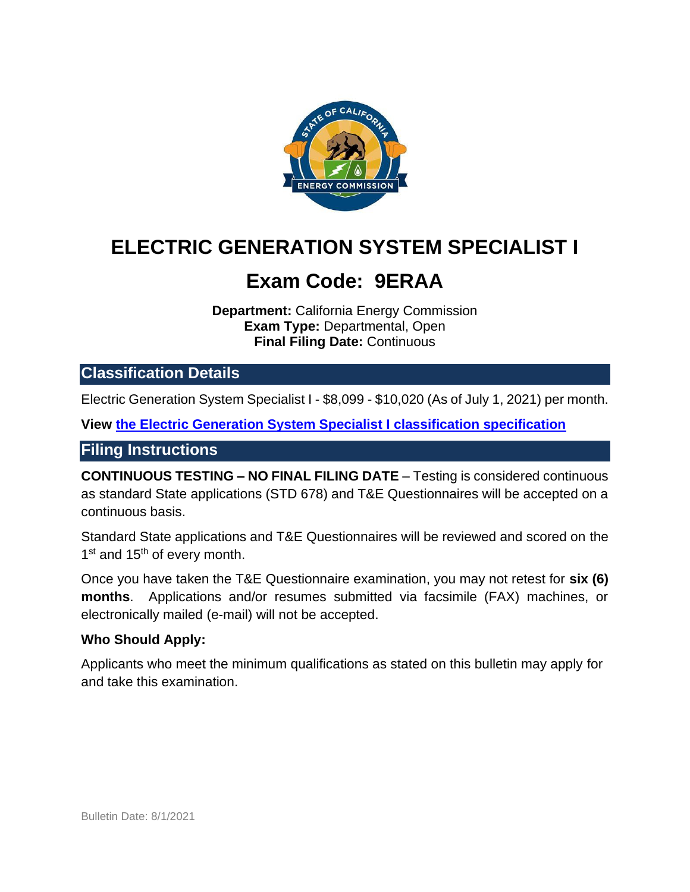# ELECTRIC GENERATION SYSTEM SPECIALIST I

## Exam Code: 9ERAA

**Department:** California Energy Commission
**Exam Type:** Departmental, Open
**Final Filing Date:** Continuous

## Classification Details

Electric Generation System Specialist I - $8,099 - $10,020 (As of July 1, 2021) per month.

**View** [the Electric Generation System Specialist I classification specification]()

## Filing Instructions

**CONTINUOUS TESTING – NO FINAL FILING DATE** – Testing is considered continuous as standard State applications (STD 678) and T&E Questionnaires will be accepted on a continuous basis.

Standard State applications and T&E Questionnaires will be reviewed and scored on the 1st and 15th of every month.

Once you have taken the T&E Questionnaire examination, you may not retest for **six (6) months**. Applications and/or resumes submitted via facsimile (FAX) machines, or electronically mailed (e-mail) will not be accepted.

### Who Should Apply:

Applicants who meet the minimum qualifications as stated on this bulletin may apply for and take this examination.

Bulletin Date: 8/1/2021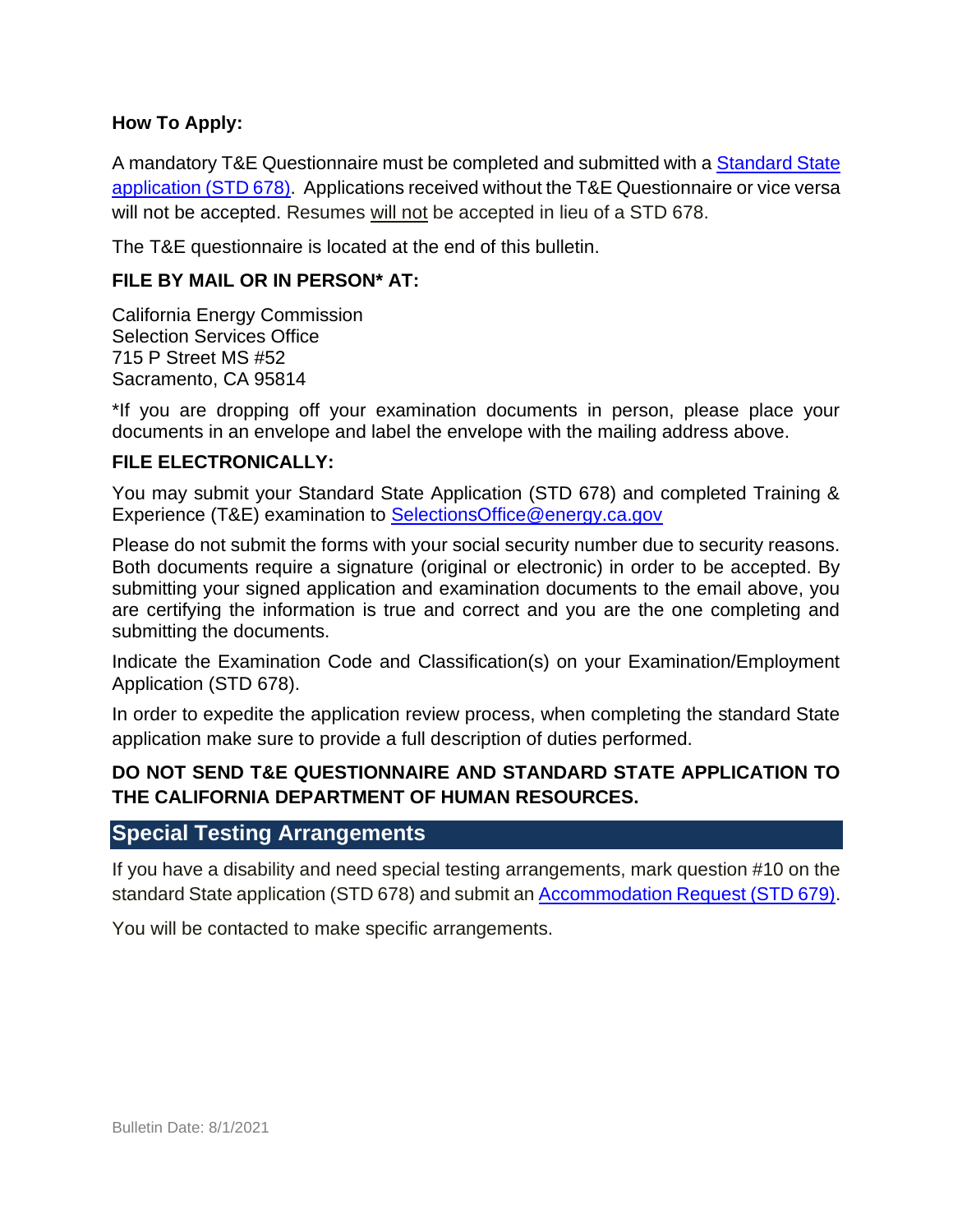**How To Apply:**

A mandatory T&E Questionnaire must be completed and submitted with a Standard State application (STD 678). Applications received without the T&E Questionnaire or vice versa will not be accepted. Resumes will not be accepted in lieu of a STD 678.

The T&E questionnaire is located at the end of this bulletin.

**FILE BY MAIL OR IN PERSON* AT:**

California Energy Commission
Selection Services Office
715 P Street MS #52
Sacramento, CA 95814

*If you are dropping off your examination documents in person, please place your documents in an envelope and label the envelope with the mailing address above.

**FILE ELECTRONICALLY:**

You may submit your Standard State Application (STD 678) and completed Training & Experience (T&E) examination to SelectionsOffice@energy.ca.gov

Please do not submit the forms with your social security number due to security reasons. Both documents require a signature (original or electronic) in order to be accepted. By submitting your signed application and examination documents to the email above, you are certifying the information is true and correct and you are the one completing and submitting the documents.

Indicate the Examination Code and Classification(s) on your Examination/Employment Application (STD 678).

In order to expedite the application review process, when completing the standard State application make sure to provide a full description of duties performed.

**DO NOT SEND T&E QUESTIONNAIRE AND STANDARD STATE APPLICATION TO THE CALIFORNIA DEPARTMENT OF HUMAN RESOURCES.**

## Special Testing Arrangements

If you have a disability and need special testing arrangements, mark question #10 on the standard State application (STD 678) and submit an Accommodation Request (STD 679).

You will be contacted to make specific arrangements.

Bulletin Date: 8/1/2021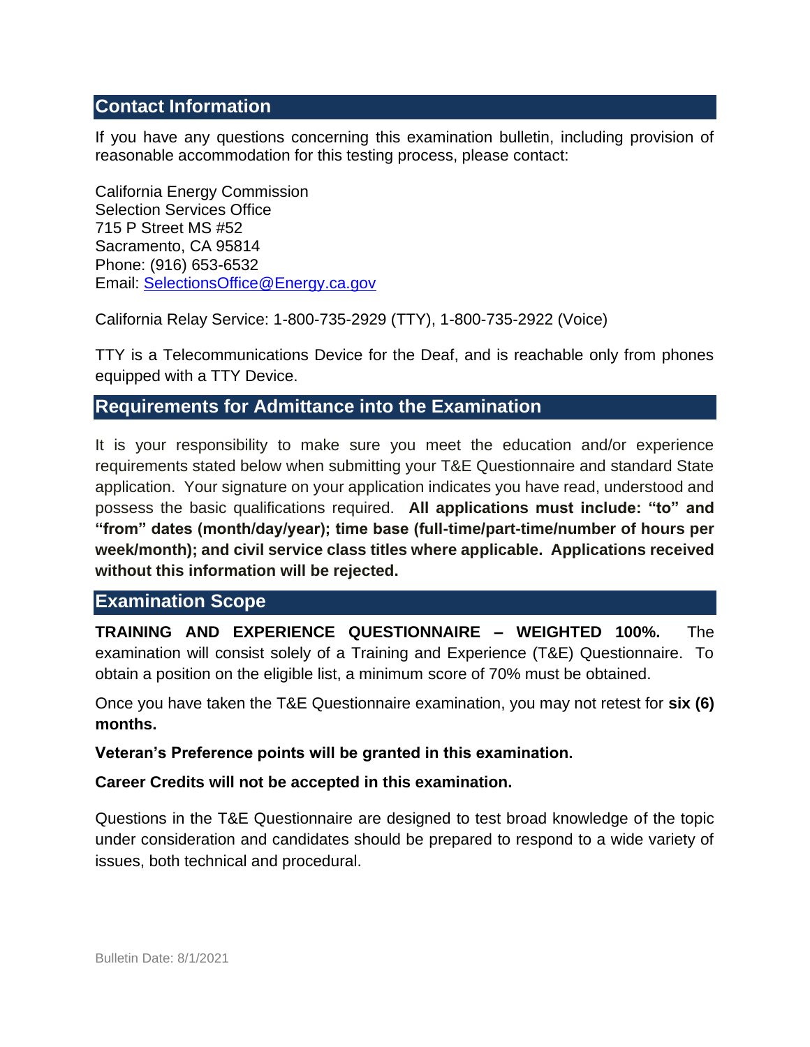## Contact Information

If you have any questions concerning this examination bulletin, including provision of reasonable accommodation for this testing process, please contact:

California Energy Commission
Selection Services Office
715 P Street MS #52
Sacramento, CA 95814
Phone: (916) 653-6532
Email: SelectionsOffice@Energy.ca.gov

California Relay Service: 1-800-735-2929 (TTY), 1-800-735-2922 (Voice)

TTY is a Telecommunications Device for the Deaf, and is reachable only from phones equipped with a TTY Device.

## Requirements for Admittance into the Examination

It is your responsibility to make sure you meet the education and/or experience requirements stated below when submitting your T&E Questionnaire and standard State application. Your signature on your application indicates you have read, understood and possess the basic qualifications required. **All applications must include: "to" and "from" dates (month/day/year); time base (full-time/part-time/number of hours per week/month); and civil service class titles where applicable. Applications received without this information will be rejected.**

## Examination Scope

**TRAINING AND EXPERIENCE QUESTIONNAIRE – WEIGHTED 100%.** The examination will consist solely of a Training and Experience (T&E) Questionnaire. To obtain a position on the eligible list, a minimum score of 70% must be obtained.

Once you have taken the T&E Questionnaire examination, you may not retest for **six (6) months.**

**Veteran's Preference points will be granted in this examination.**

**Career Credits will not be accepted in this examination.**

Questions in the T&E Questionnaire are designed to test broad knowledge of the topic under consideration and candidates should be prepared to respond to a wide variety of issues, both technical and procedural.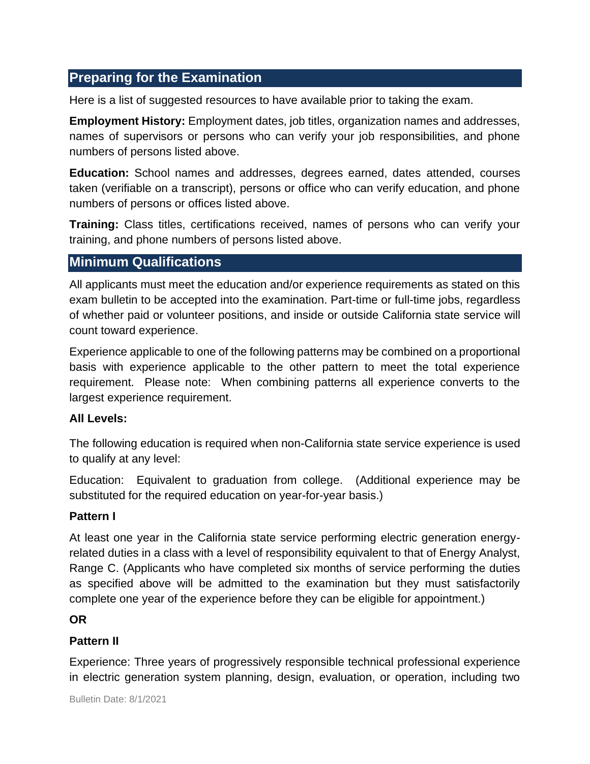## Preparing for the Examination

Here is a list of suggested resources to have available prior to taking the exam.

**Employment History:** Employment dates, job titles, organization names and addresses, names of supervisors or persons who can verify your job responsibilities, and phone numbers of persons listed above.

**Education:** School names and addresses, degrees earned, dates attended, courses taken (verifiable on a transcript), persons or office who can verify education, and phone numbers of persons or offices listed above.

**Training:** Class titles, certifications received, names of persons who can verify your training, and phone numbers of persons listed above.

## Minimum Qualifications

All applicants must meet the education and/or experience requirements as stated on this exam bulletin to be accepted into the examination. Part-time or full-time jobs, regardless of whether paid or volunteer positions, and inside or outside California state service will count toward experience.

Experience applicable to one of the following patterns may be combined on a proportional basis with experience applicable to the other pattern to meet the total experience requirement. Please note: When combining patterns all experience converts to the largest experience requirement.

**All Levels:**

The following education is required when non-California state service experience is used to qualify at any level:

Education: Equivalent to graduation from college. (Additional experience may be substituted for the required education on year-for-year basis.)

**Pattern I**

At least one year in the California state service performing electric generation energy-related duties in a class with a level of responsibility equivalent to that of Energy Analyst, Range C. (Applicants who have completed six months of service performing the duties as specified above will be admitted to the examination but they must satisfactorily complete one year of the experience before they can be eligible for appointment.)

**OR**

**Pattern II**

Experience: Three years of progressively responsible technical professional experience in electric generation system planning, design, evaluation, or operation, including two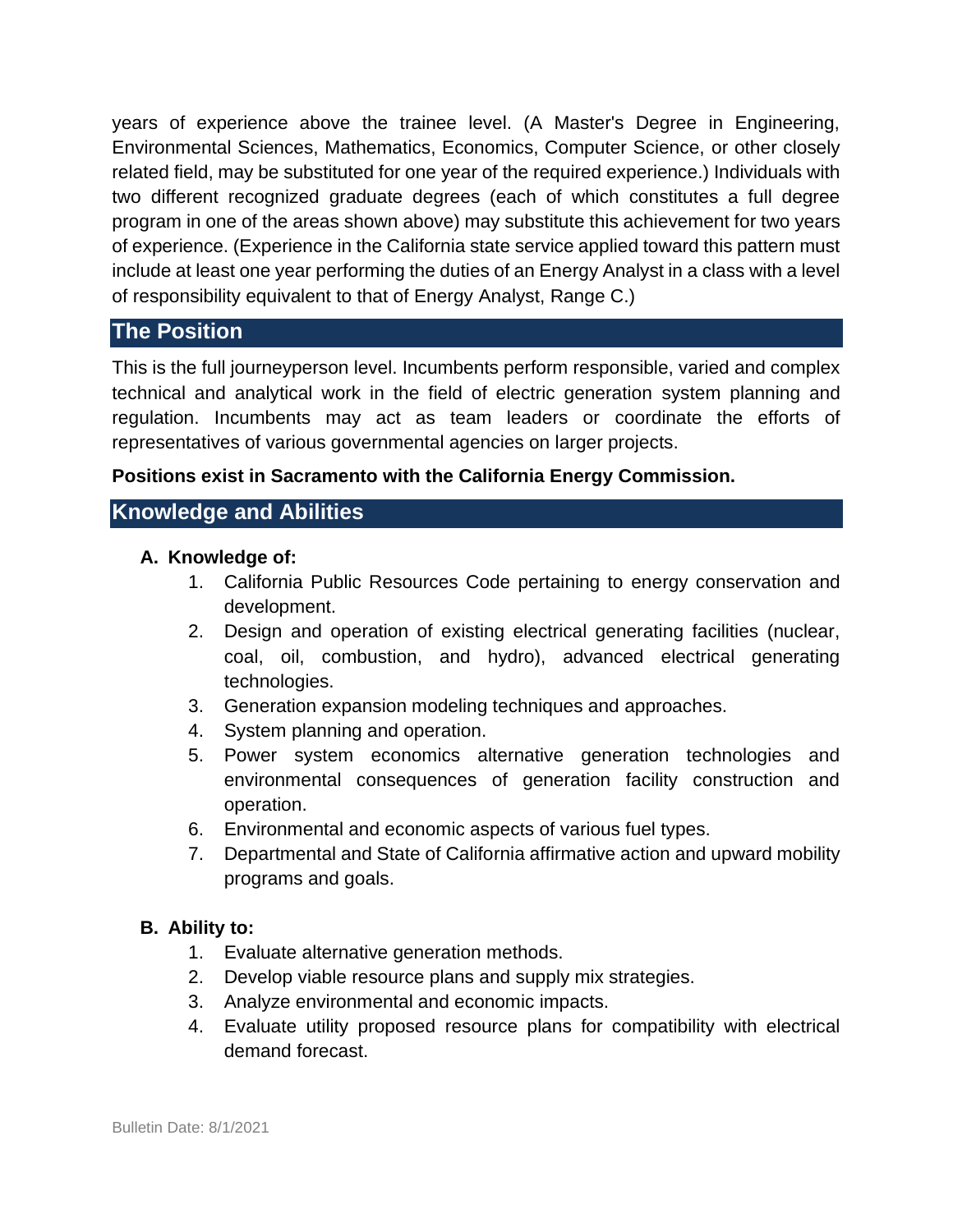years of experience above the trainee level. (A Master's Degree in Engineering, Environmental Sciences, Mathematics, Economics, Computer Science, or other closely related field, may be substituted for one year of the required experience.) Individuals with two different recognized graduate degrees (each of which constitutes a full degree program in one of the areas shown above) may substitute this achievement for two years of experience. (Experience in the California state service applied toward this pattern must include at least one year performing the duties of an Energy Analyst in a class with a level of responsibility equivalent to that of Energy Analyst, Range C.)

## The Position

This is the full journeyperson level. Incumbents perform responsible, varied and complex technical and analytical work in the field of electric generation system planning and regulation. Incumbents may act as team leaders or coordinate the efforts of representatives of various governmental agencies on larger projects.

**Positions exist in Sacramento with the California Energy Commission.**

## Knowledge and Abilities

**A. Knowledge of:**

1. California Public Resources Code pertaining to energy conservation and development.
2. Design and operation of existing electrical generating facilities (nuclear, coal, oil, combustion, and hydro), advanced electrical generating technologies.
3. Generation expansion modeling techniques and approaches.
4. System planning and operation.
5. Power system economics alternative generation technologies and environmental consequences of generation facility construction and operation.
6. Environmental and economic aspects of various fuel types.
7. Departmental and State of California affirmative action and upward mobility programs and goals.

**B. Ability to:**

1. Evaluate alternative generation methods.
2. Develop viable resource plans and supply mix strategies.
3. Analyze environmental and economic impacts.
4. Evaluate utility proposed resource plans for compatibility with electrical demand forecast.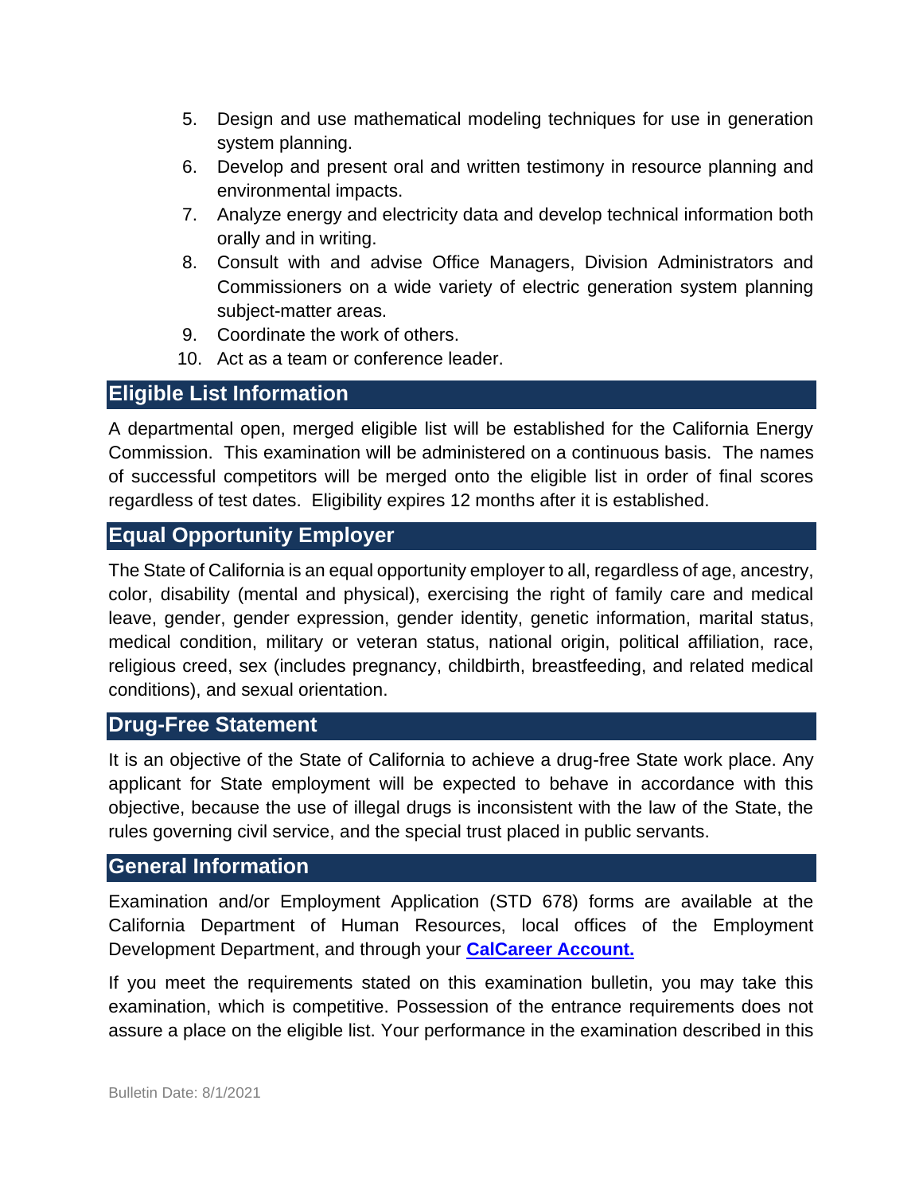5. Design and use mathematical modeling techniques for use in generation system planning.
6. Develop and present oral and written testimony in resource planning and environmental impacts.
7. Analyze energy and electricity data and develop technical information both orally and in writing.
8. Consult with and advise Office Managers, Division Administrators and Commissioners on a wide variety of electric generation system planning subject-matter areas.
9. Coordinate the work of others.
10. Act as a team or conference leader.

## Eligible List Information

A departmental open, merged eligible list will be established for the California Energy Commission. This examination will be administered on a continuous basis. The names of successful competitors will be merged onto the eligible list in order of final scores regardless of test dates. Eligibility expires 12 months after it is established.

## Equal Opportunity Employer

The State of California is an equal opportunity employer to all, regardless of age, ancestry, color, disability (mental and physical), exercising the right of family care and medical leave, gender, gender expression, gender identity, genetic information, marital status, medical condition, military or veteran status, national origin, political affiliation, race, religious creed, sex (includes pregnancy, childbirth, breastfeeding, and related medical conditions), and sexual orientation.

## Drug-Free Statement

It is an objective of the State of California to achieve a drug-free State work place. Any applicant for State employment will be expected to behave in accordance with this objective, because the use of illegal drugs is inconsistent with the law of the State, the rules governing civil service, and the special trust placed in public servants.

## General Information

Examination and/or Employment Application (STD 678) forms are available at the California Department of Human Resources, local offices of the Employment Development Department, and through your **CalCareer Account.**

If you meet the requirements stated on this examination bulletin, you may take this examination, which is competitive. Possession of the entrance requirements does not assure a place on the eligible list. Your performance in the examination described in this

Bulletin Date: 8/1/2021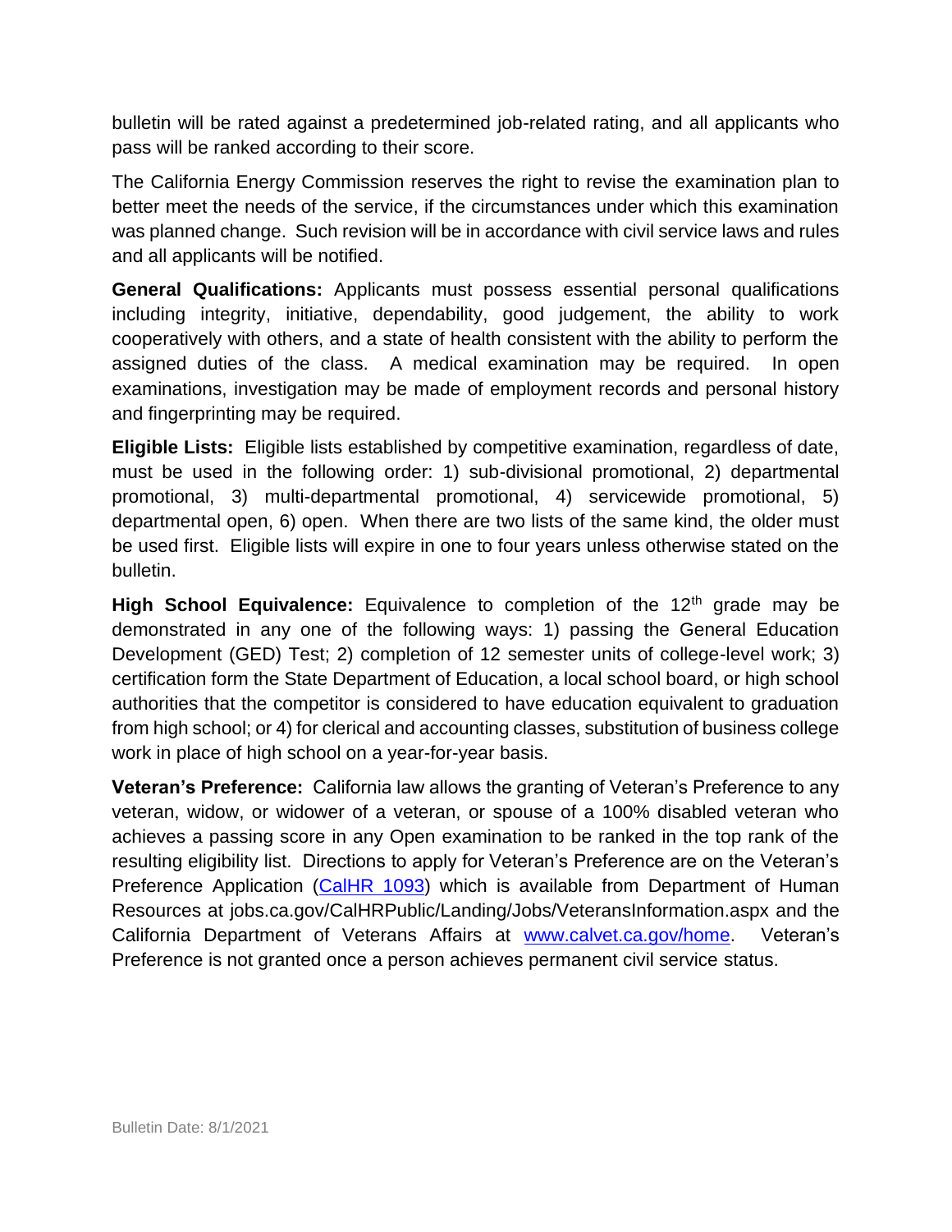bulletin will be rated against a predetermined job-related rating, and all applicants who pass will be ranked according to their score.

The California Energy Commission reserves the right to revise the examination plan to better meet the needs of the service, if the circumstances under which this examination was planned change. Such revision will be in accordance with civil service laws and rules and all applicants will be notified.

**General Qualifications:** Applicants must possess essential personal qualifications including integrity, initiative, dependability, good judgement, the ability to work cooperatively with others, and a state of health consistent with the ability to perform the assigned duties of the class. A medical examination may be required. In open examinations, investigation may be made of employment records and personal history and fingerprinting may be required.

**Eligible Lists:** Eligible lists established by competitive examination, regardless of date, must be used in the following order: 1) sub-divisional promotional, 2) departmental promotional, 3) multi-departmental promotional, 4) servicewide promotional, 5) departmental open, 6) open. When there are two lists of the same kind, the older must be used first. Eligible lists will expire in one to four years unless otherwise stated on the bulletin.

**High School Equivalence:** Equivalence to completion of the 12th grade may be demonstrated in any one of the following ways: 1) passing the General Education Development (GED) Test; 2) completion of 12 semester units of college-level work; 3) certification form the State Department of Education, a local school board, or high school authorities that the competitor is considered to have education equivalent to graduation from high school; or 4) for clerical and accounting classes, substitution of business college work in place of high school on a year-for-year basis.

**Veteran's Preference:** California law allows the granting of Veteran's Preference to any veteran, widow, or widower of a veteran, or spouse of a 100% disabled veteran who achieves a passing score in any Open examination to be ranked in the top rank of the resulting eligibility list. Directions to apply for Veteran's Preference are on the Veteran's Preference Application (CalHR 1093) which is available from Department of Human Resources at jobs.ca.gov/CalHRPublic/Landing/Jobs/VeteransInformation.aspx and the California Department of Veterans Affairs at www.calvet.ca.gov/home. Veteran's Preference is not granted once a person achieves permanent civil service status.

Bulletin Date: 8/1/2021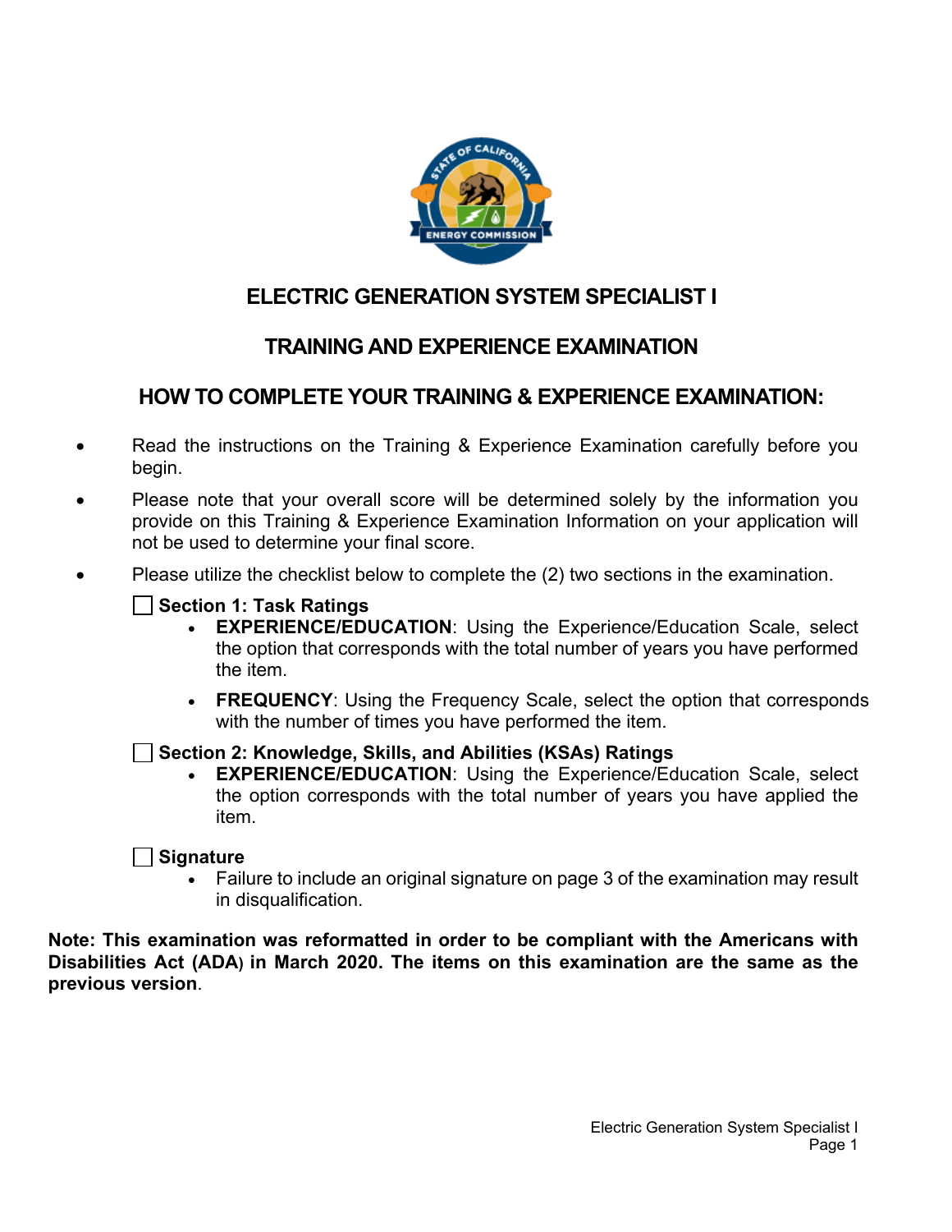# ELECTRIC GENERATION SYSTEM SPECIALIST I

## TRAINING AND EXPERIENCE EXAMINATION

## HOW TO COMPLETE YOUR TRAINING & EXPERIENCE EXAMINATION:

- Read the instructions on the Training & Experience Examination carefully before you begin.
- Please note that your overall score will be determined solely by the information you provide on this Training & Experience Examination Information on your application will not be used to determine your final score.
- Please utilize the checklist below to complete the (2) two sections in the examination.

☐ **Section 1: Task Ratings**

- **EXPERIENCE/EDUCATION**: Using the Experience/Education Scale, select the option that corresponds with the total number of years you have performed the item.
- **FREQUENCY**: Using the Frequency Scale, select the option that corresponds with the number of times you have performed the item.

☐ **Section 2: Knowledge, Skills, and Abilities (KSAs) Ratings**

- **EXPERIENCE/EDUCATION**: Using the Experience/Education Scale, select the option corresponds with the total number of years you have applied the item.

☐ **Signature**

- Failure to include an original signature on page 3 of the examination may result in disqualification.

**Note: This examination was reformatted in order to be compliant with the Americans with Disabilities Act (ADA) in March 2020. The items on this examination are the same as the previous version**.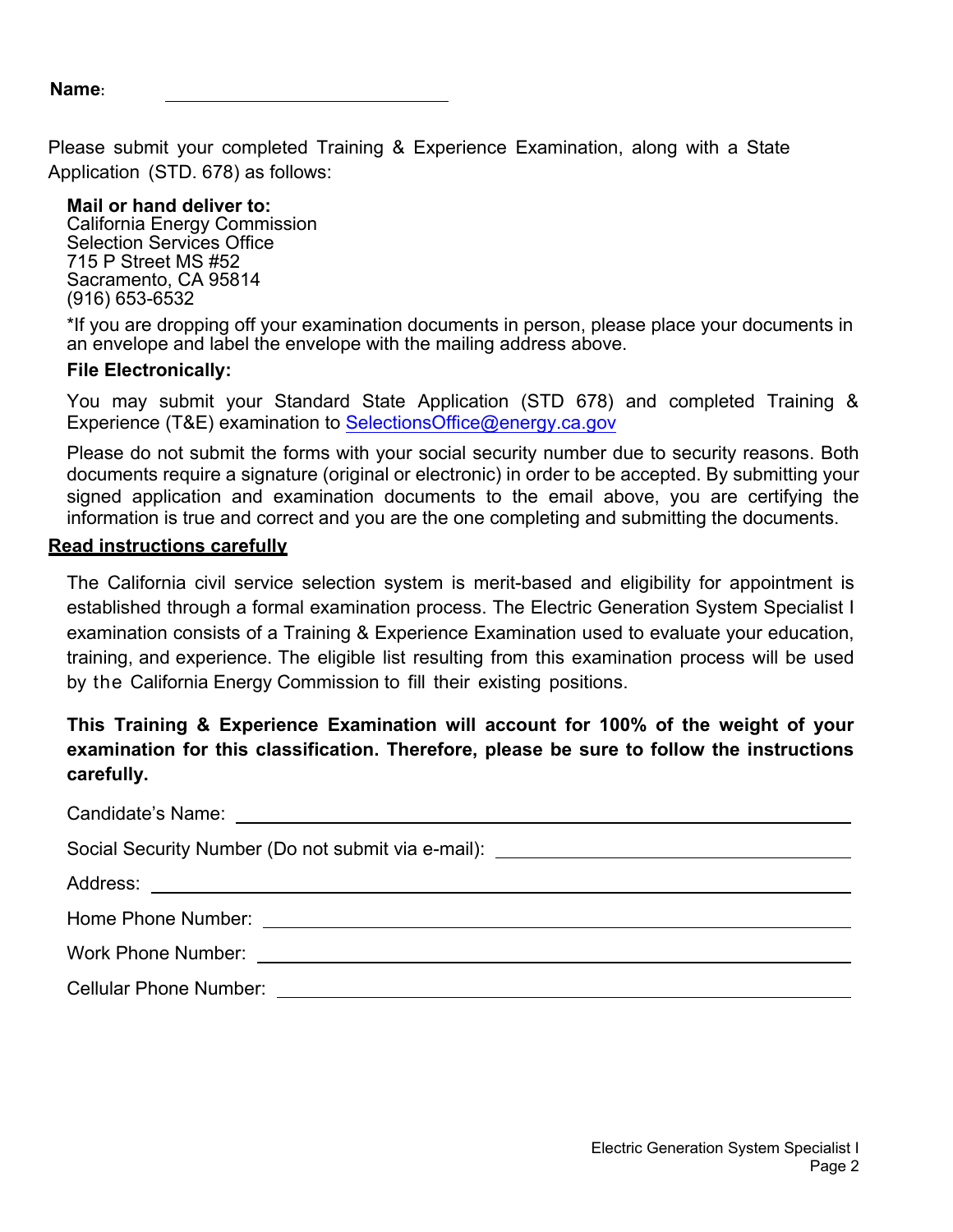**Name:** ______________________________

Please submit your completed Training & Experience Examination, along with a State Application (STD. 678) as follows:

**Mail or hand deliver to:**
California Energy Commission
Selection Services Office
715 P Street MS #52
Sacramento, CA 95814
(916) 653-6532

*If you are dropping off your examination documents in person, please place your documents in an envelope and label the envelope with the mailing address above.

**File Electronically:**

You may submit your Standard State Application (STD 678) and completed Training & Experience (T&E) examination to SelectionsOffice@energy.ca.gov

Please do not submit the forms with your social security number due to security reasons. Both documents require a signature (original or electronic) in order to be accepted. By submitting your signed application and examination documents to the email above, you are certifying the information is true and correct and you are the one completing and submitting the documents.

**Read instructions carefully**

The California civil service selection system is merit-based and eligibility for appointment is established through a formal examination process. The Electric Generation System Specialist I examination consists of a Training & Experience Examination used to evaluate your education, training, and experience. The eligible list resulting from this examination process will be used by the California Energy Commission to fill their existing positions.

**This Training & Experience Examination will account for 100% of the weight of your examination for this classification. Therefore, please be sure to follow the instructions carefully.**

Candidate's Name: ______________________________

Social Security Number (Do not submit via e-mail): ______________________________

Address: ______________________________

Home Phone Number: ______________________________

Work Phone Number: ______________________________

Cellular Phone Number: ______________________________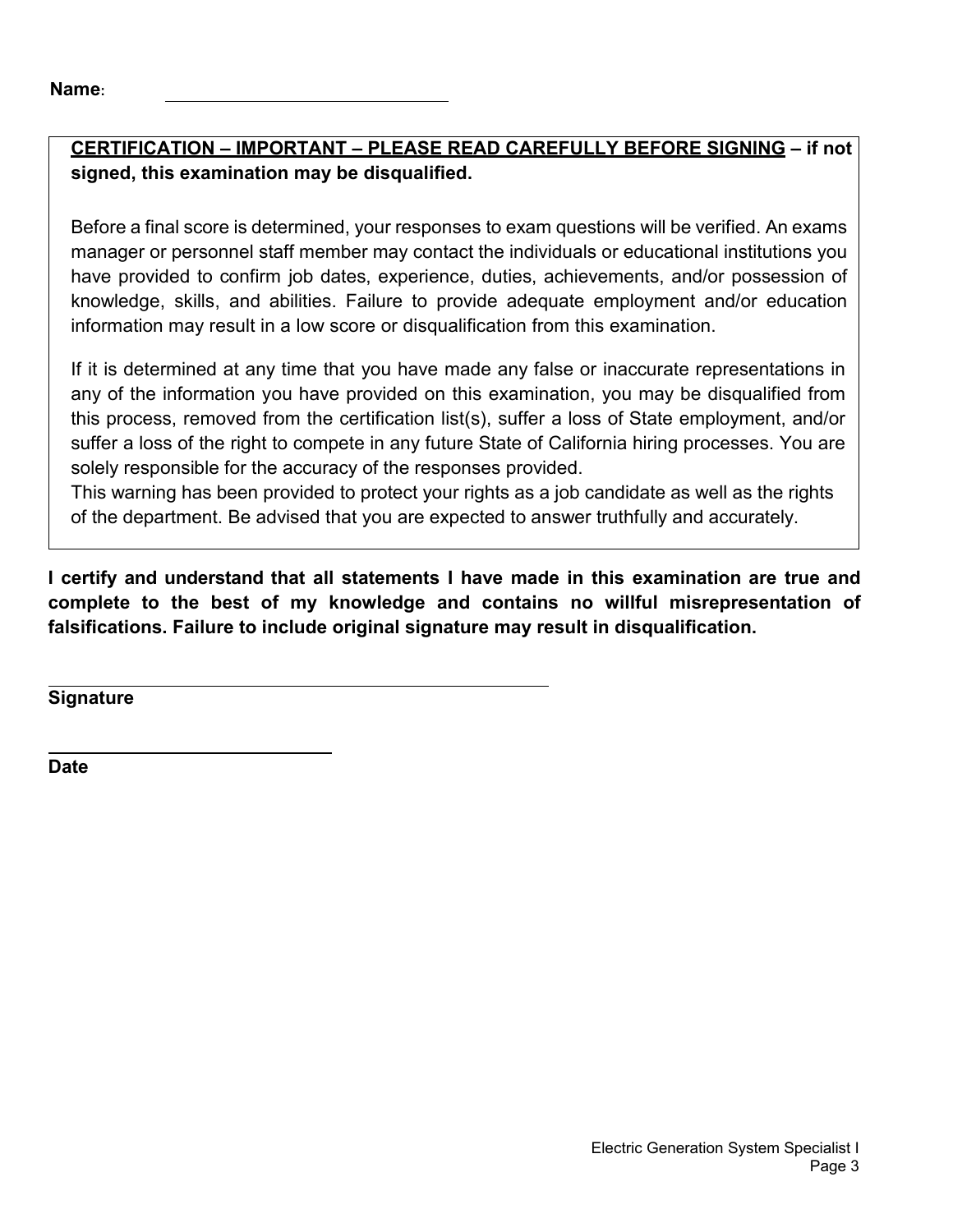**Name:** \_\_\_\_\_\_\_\_\_\_\_\_\_\_\_\_\_\_\_\_\_\_\_\_\_\_\_\_

**<u>CERTIFICATION – IMPORTANT – PLEASE READ CAREFULLY BEFORE SIGNING</u> – if not signed, this examination may be disqualified.**

Before a final score is determined, your responses to exam questions will be verified. An exams manager or personnel staff member may contact the individuals or educational institutions you have provided to confirm job dates, experience, duties, achievements, and/or possession of knowledge, skills, and abilities. Failure to provide adequate employment and/or education information may result in a low score or disqualification from this examination.

If it is determined at any time that you have made any false or inaccurate representations in any of the information you have provided on this examination, you may be disqualified from this process, removed from the certification list(s), suffer a loss of State employment, and/or suffer a loss of the right to compete in any future State of California hiring processes. You are solely responsible for the accuracy of the responses provided.
This warning has been provided to protect your rights as a job candidate as well as the rights of the department. Be advised that you are expected to answer truthfully and accurately.

**I certify and understand that all statements I have made in this examination are true and complete to the best of my knowledge and contains no willful misrepresentation of falsifications. Failure to include original signature may result in disqualification.**

\_\_\_\_\_\_\_\_\_\_\_\_\_\_\_\_\_\_\_\_\_\_\_\_\_\_\_\_\_\_\_\_\_\_\_\_\_\_\_\_\_\_\_\_
**Signature**

\_\_\_\_\_\_\_\_\_\_\_\_\_\_\_\_\_\_\_\_\_\_\_\_\_\_\_\_
**Date**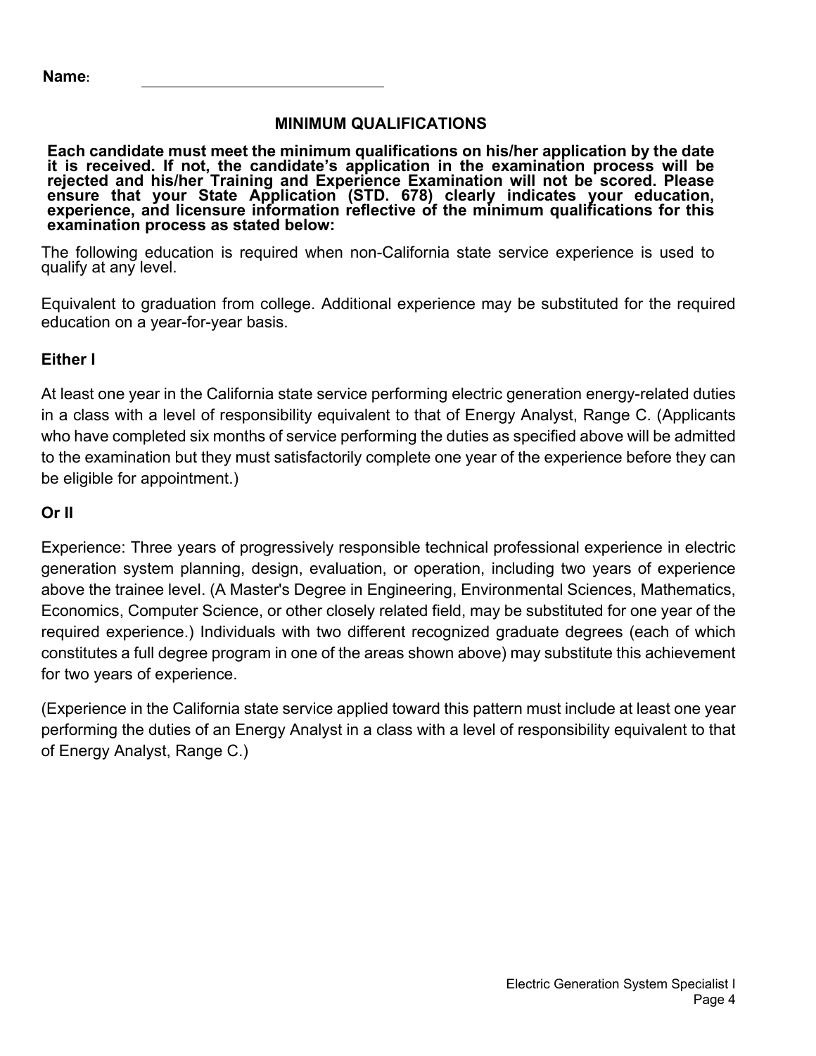**Name:** ______________________________

## MINIMUM QUALIFICATIONS

**Each candidate must meet the minimum qualifications on his/her application by the date it is received. If not, the candidate's application in the examination process will be rejected and his/her Training and Experience Examination will not be scored. Please ensure that your State Application (STD. 678) clearly indicates your education, experience, and licensure information reflective of the minimum qualifications for this examination process as stated below:**

The following education is required when non-California state service experience is used to qualify at any level.

Equivalent to graduation from college. Additional experience may be substituted for the required education on a year-for-year basis.

### Either I

At least one year in the California state service performing electric generation energy-related duties in a class with a level of responsibility equivalent to that of Energy Analyst, Range C. (Applicants who have completed six months of service performing the duties as specified above will be admitted to the examination but they must satisfactorily complete one year of the experience before they can be eligible for appointment.)

### Or II

Experience: Three years of progressively responsible technical professional experience in electric generation system planning, design, evaluation, or operation, including two years of experience above the trainee level. (A Master's Degree in Engineering, Environmental Sciences, Mathematics, Economics, Computer Science, or other closely related field, may be substituted for one year of the required experience.) Individuals with two different recognized graduate degrees (each of which constitutes a full degree program in one of the areas shown above) may substitute this achievement for two years of experience.

(Experience in the California state service applied toward this pattern must include at least one year performing the duties of an Energy Analyst in a class with a level of responsibility equivalent to that of Energy Analyst, Range C.)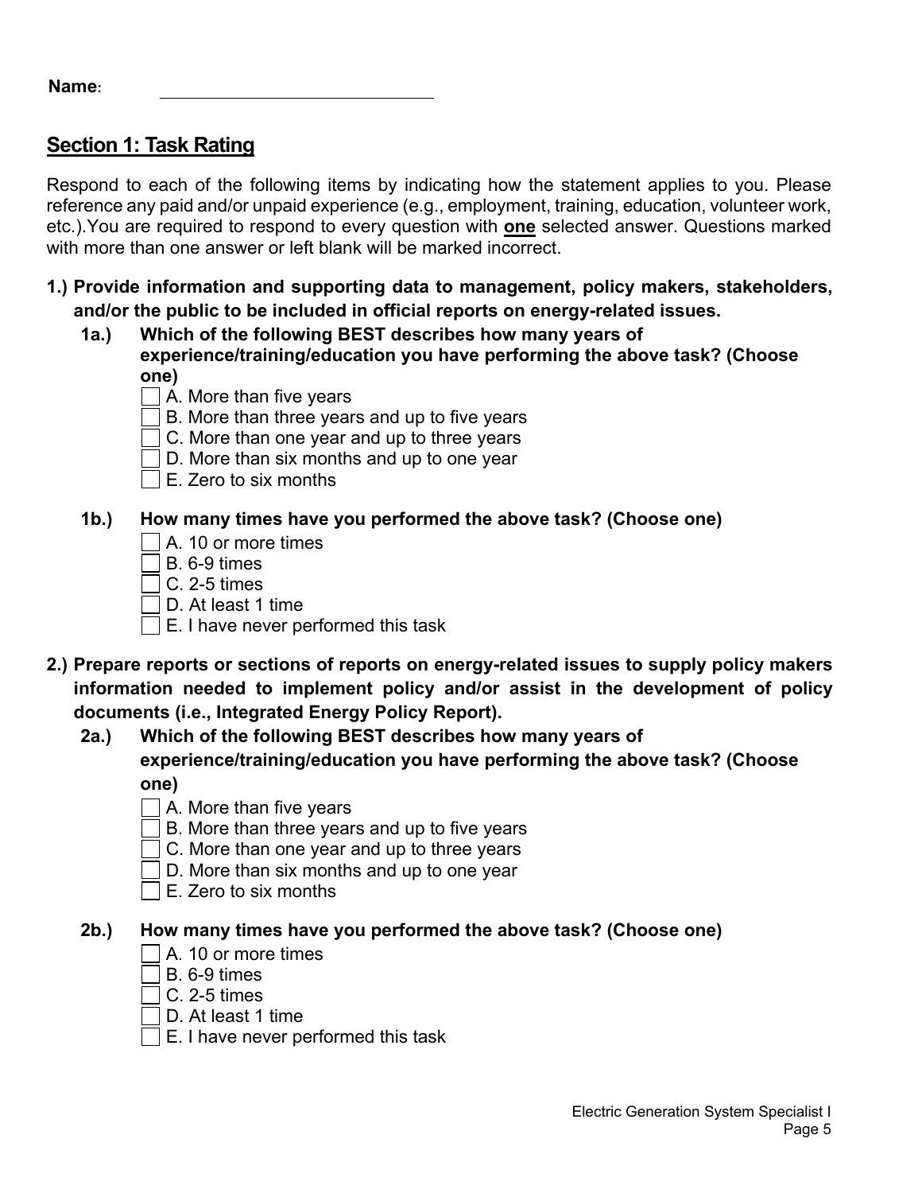**Name:** ______________________________

## Section 1: Task Rating

Respond to each of the following items by indicating how the statement applies to you. Please reference any paid and/or unpaid experience (e.g., employment, training, education, volunteer work, etc.).You are required to respond to every question with **one** selected answer. Questions marked with more than one answer or left blank will be marked incorrect.

**1.) Provide information and supporting data to management, policy makers, stakeholders, and/or the public to be included in official reports on energy-related issues.**

**1a.) Which of the following BEST describes how many years of experience/training/education you have performing the above task? (Choose one)**

- ☐ A. More than five years
- ☐ B. More than three years and up to five years
- ☐ C. More than one year and up to three years
- ☐ D. More than six months and up to one year
- ☐ E. Zero to six months

**1b.) How many times have you performed the above task? (Choose one)**

- ☐ A. 10 or more times
- ☐ B. 6-9 times
- ☐ C. 2-5 times
- ☐ D. At least 1 time
- ☐ E. I have never performed this task

**2.) Prepare reports or sections of reports on energy-related issues to supply policy makers information needed to implement policy and/or assist in the development of policy documents (i.e., Integrated Energy Policy Report).**

**2a.) Which of the following BEST describes how many years of experience/training/education you have performing the above task? (Choose one)**

- ☐ A. More than five years
- ☐ B. More than three years and up to five years
- ☐ C. More than one year and up to three years
- ☐ D. More than six months and up to one year
- ☐ E. Zero to six months

**2b.) How many times have you performed the above task? (Choose one)**

- ☐ A. 10 or more times
- ☐ B. 6-9 times
- ☐ C. 2-5 times
- ☐ D. At least 1 time
- ☐ E. I have never performed this task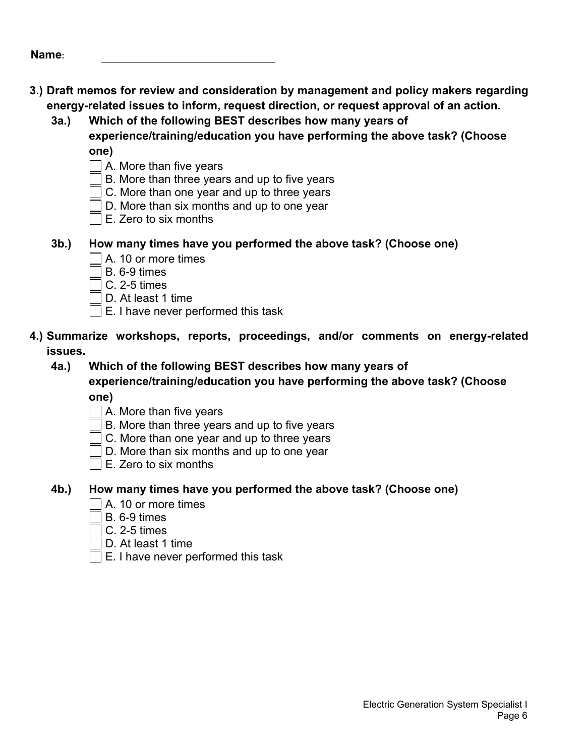**Name:** \_\_\_\_\_\_\_\_\_\_\_\_\_\_\_\_\_\_\_\_\_\_\_\_\_\_\_\_

**3.) Draft memos for review and consideration by management and policy makers regarding energy-related issues to inform, request direction, or request approval of an action.**

**3a.) Which of the following BEST describes how many years of experience/training/education you have performing the above task? (Choose one)**

- [ ] A. More than five years
- [ ] B. More than three years and up to five years
- [ ] C. More than one year and up to three years
- [ ] D. More than six months and up to one year
- [ ] E. Zero to six months

**3b.) How many times have you performed the above task? (Choose one)**

- [ ] A. 10 or more times
- [ ] B. 6-9 times
- [ ] C. 2-5 times
- [ ] D. At least 1 time
- [ ] E. I have never performed this task

**4.) Summarize workshops, reports, proceedings, and/or comments on energy-related issues.**

**4a.) Which of the following BEST describes how many years of experience/training/education you have performing the above task? (Choose one)**

- [ ] A. More than five years
- [ ] B. More than three years and up to five years
- [ ] C. More than one year and up to three years
- [ ] D. More than six months and up to one year
- [ ] E. Zero to six months

**4b.) How many times have you performed the above task? (Choose one)**

- [ ] A. 10 or more times
- [ ] B. 6-9 times
- [ ] C. 2-5 times
- [ ] D. At least 1 time
- [ ] E. I have never performed this task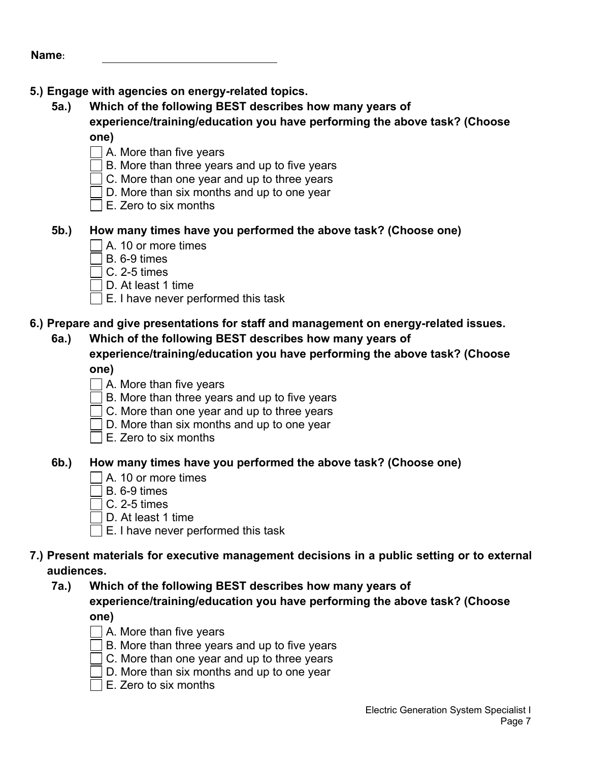Name: ____________________

**5.) Engage with agencies on energy-related topics.**

**5a.) Which of the following BEST describes how many years of experience/training/education you have performing the above task? (Choose one)**

- [ ] A. More than five years
- [ ] B. More than three years and up to five years
- [ ] C. More than one year and up to three years
- [ ] D. More than six months and up to one year
- [ ] E. Zero to six months

**5b.) How many times have you performed the above task? (Choose one)**

- [ ] A. 10 or more times
- [ ] B. 6-9 times
- [ ] C. 2-5 times
- [ ] D. At least 1 time
- [ ] E. I have never performed this task

**6.) Prepare and give presentations for staff and management on energy-related issues.**

**6a.) Which of the following BEST describes how many years of experience/training/education you have performing the above task? (Choose one)**

- [ ] A. More than five years
- [ ] B. More than three years and up to five years
- [ ] C. More than one year and up to three years
- [ ] D. More than six months and up to one year
- [ ] E. Zero to six months

**6b.) How many times have you performed the above task? (Choose one)**

- [ ] A. 10 or more times
- [ ] B. 6-9 times
- [ ] C. 2-5 times
- [ ] D. At least 1 time
- [ ] E. I have never performed this task

**7.) Present materials for executive management decisions in a public setting or to external audiences.**

**7a.) Which of the following BEST describes how many years of experience/training/education you have performing the above task? (Choose one)**

- [ ] A. More than five years
- [ ] B. More than three years and up to five years
- [ ] C. More than one year and up to three years
- [ ] D. More than six months and up to one year
- [ ] E. Zero to six months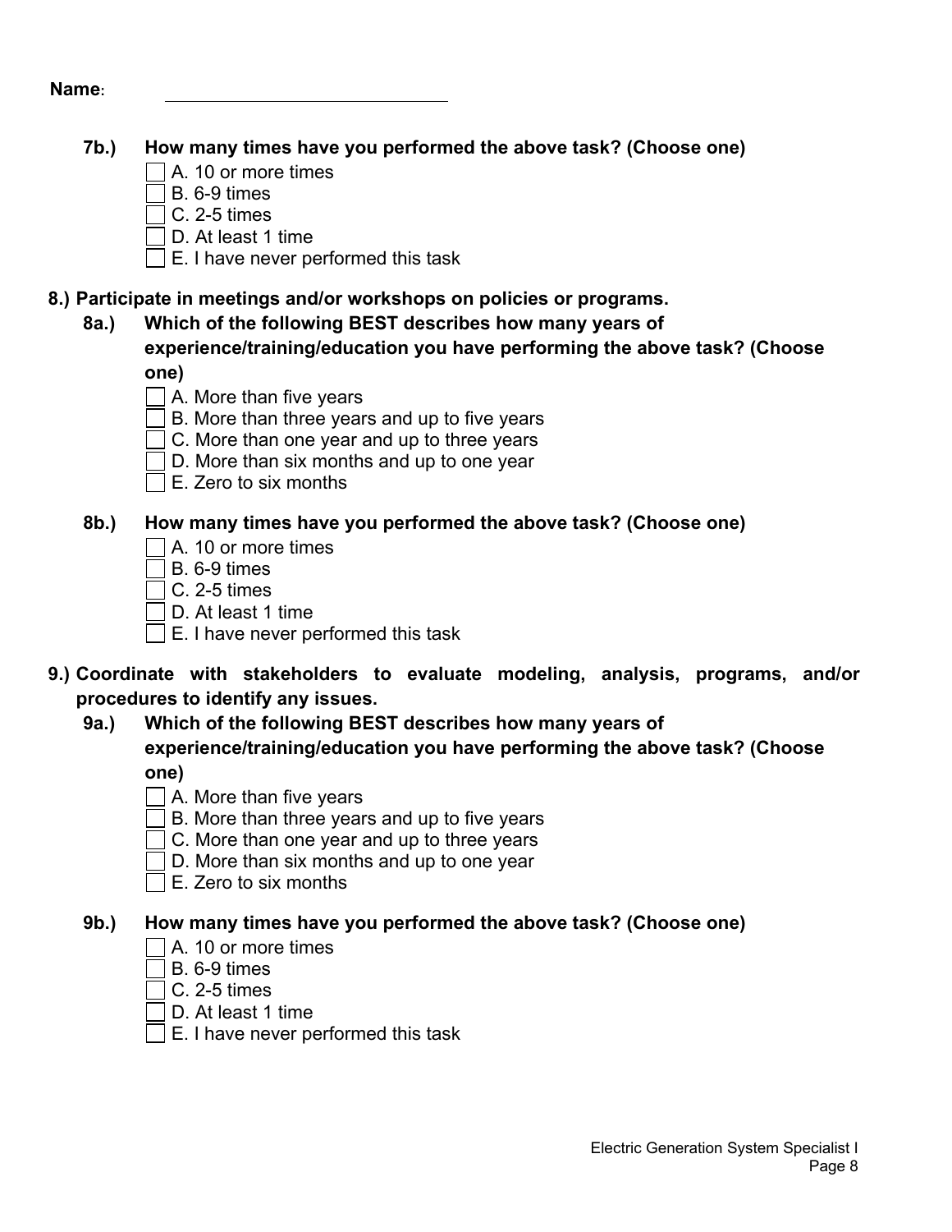**Name:** ______________________________

**7b.) How many times have you performed the above task? (Choose one)**

- [ ] A. 10 or more times
- [ ] B. 6-9 times
- [ ] C. 2-5 times
- [ ] D. At least 1 time
- [ ] E. I have never performed this task

**8.) Participate in meetings and/or workshops on policies or programs.**

**8a.) Which of the following BEST describes how many years of experience/training/education you have performing the above task? (Choose one)**

- [ ] A. More than five years
- [ ] B. More than three years and up to five years
- [ ] C. More than one year and up to three years
- [ ] D. More than six months and up to one year
- [ ] E. Zero to six months

**8b.) How many times have you performed the above task? (Choose one)**

- [ ] A. 10 or more times
- [ ] B. 6-9 times
- [ ] C. 2-5 times
- [ ] D. At least 1 time
- [ ] E. I have never performed this task

**9.) Coordinate with stakeholders to evaluate modeling, analysis, programs, and/or procedures to identify any issues.**

**9a.) Which of the following BEST describes how many years of experience/training/education you have performing the above task? (Choose one)**

- [ ] A. More than five years
- [ ] B. More than three years and up to five years
- [ ] C. More than one year and up to three years
- [ ] D. More than six months and up to one year
- [ ] E. Zero to six months

**9b.) How many times have you performed the above task? (Choose one)**

- [ ] A. 10 or more times
- [ ] B. 6-9 times
- [ ] C. 2-5 times
- [ ] D. At least 1 time
- [ ] E. I have never performed this task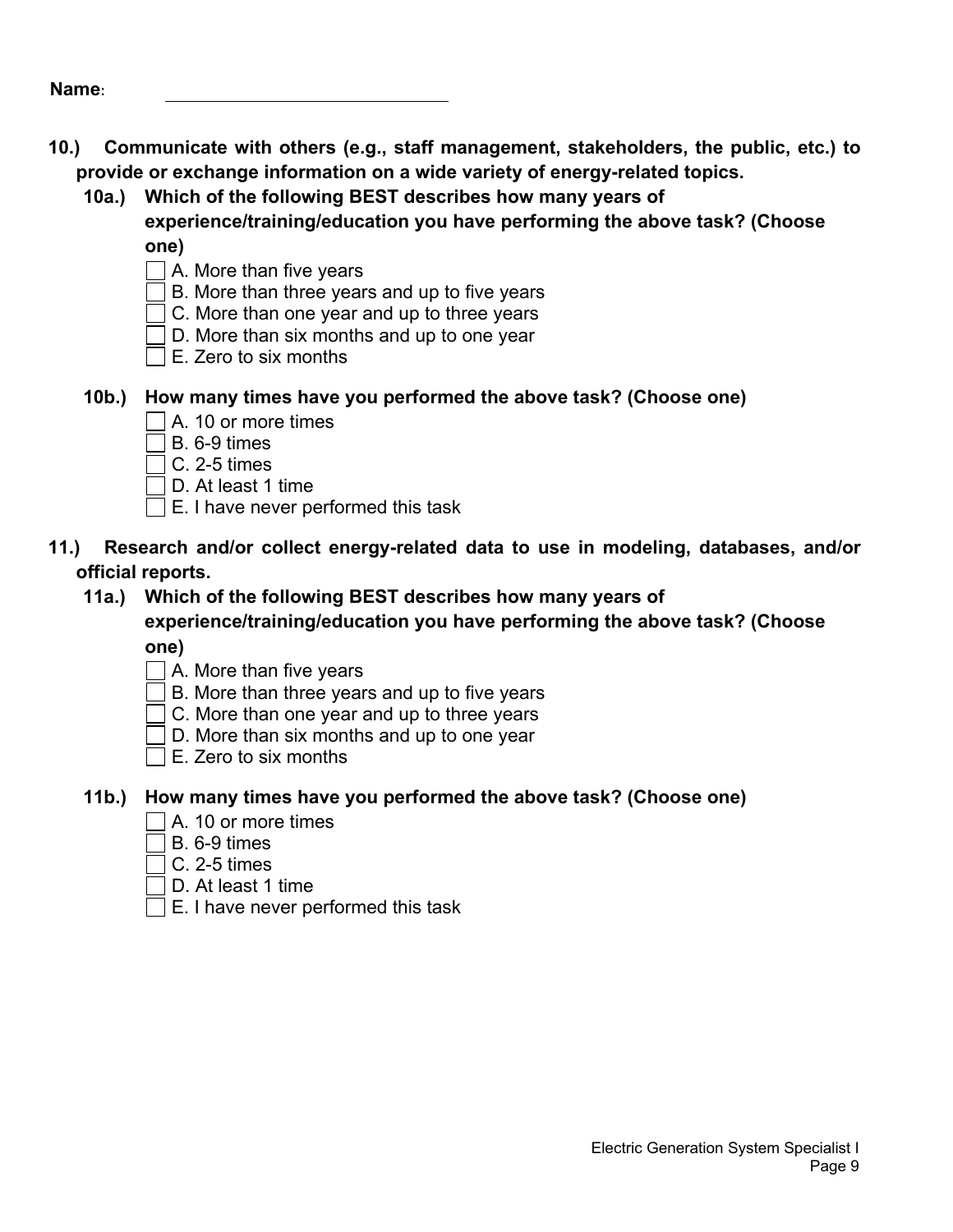**Name:** ______________________________

**10.) Communicate with others (e.g., staff management, stakeholders, the public, etc.) to provide or exchange information on a wide variety of energy-related topics.**

**10a.) Which of the following BEST describes how many years of experience/training/education you have performing the above task? (Choose one)**

- ☐ A. More than five years
- ☐ B. More than three years and up to five years
- ☐ C. More than one year and up to three years
- ☐ D. More than six months and up to one year
- ☐ E. Zero to six months

**10b.) How many times have you performed the above task? (Choose one)**

- ☐ A. 10 or more times
- ☐ B. 6-9 times
- ☐ C. 2-5 times
- ☐ D. At least 1 time
- ☐ E. I have never performed this task

**11.) Research and/or collect energy-related data to use in modeling, databases, and/or official reports.**

**11a.) Which of the following BEST describes how many years of experience/training/education you have performing the above task? (Choose one)**

- ☐ A. More than five years
- ☐ B. More than three years and up to five years
- ☐ C. More than one year and up to three years
- ☐ D. More than six months and up to one year
- ☐ E. Zero to six months

**11b.) How many times have you performed the above task? (Choose one)**

- ☐ A. 10 or more times
- ☐ B. 6-9 times
- ☐ C. 2-5 times
- ☐ D. At least 1 time
- ☐ E. I have never performed this task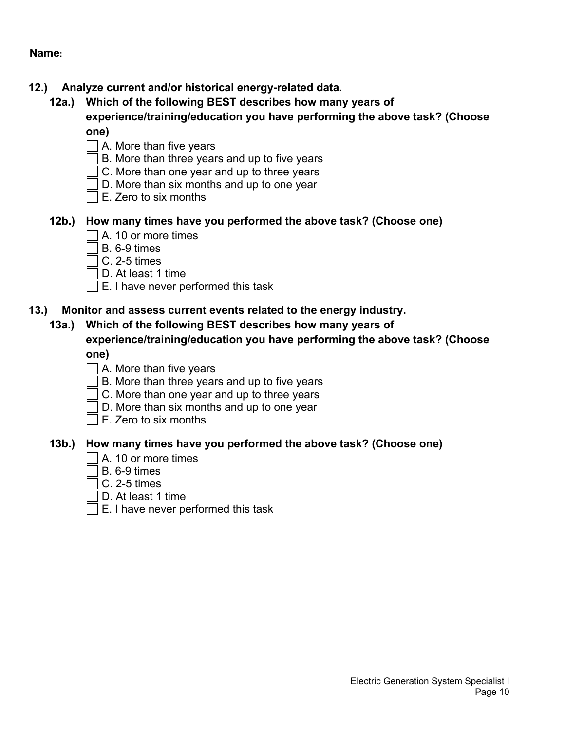**Name:** ____________________________

**12.) Analyze current and/or historical energy-related data.**

**12a.) Which of the following BEST describes how many years of experience/training/education you have performing the above task? (Choose one)**

- ☐ A. More than five years
- ☐ B. More than three years and up to five years
- ☐ C. More than one year and up to three years
- ☐ D. More than six months and up to one year
- ☐ E. Zero to six months

**12b.) How many times have you performed the above task? (Choose one)**

- ☐ A. 10 or more times
- ☐ B. 6-9 times
- ☐ C. 2-5 times
- ☐ D. At least 1 time
- ☐ E. I have never performed this task

**13.) Monitor and assess current events related to the energy industry.**

**13a.) Which of the following BEST describes how many years of experience/training/education you have performing the above task? (Choose one)**

- ☐ A. More than five years
- ☐ B. More than three years and up to five years
- ☐ C. More than one year and up to three years
- ☐ D. More than six months and up to one year
- ☐ E. Zero to six months

**13b.) How many times have you performed the above task? (Choose one)**

- ☐ A. 10 or more times
- ☐ B. 6-9 times
- ☐ C. 2-5 times
- ☐ D. At least 1 time
- ☐ E. I have never performed this task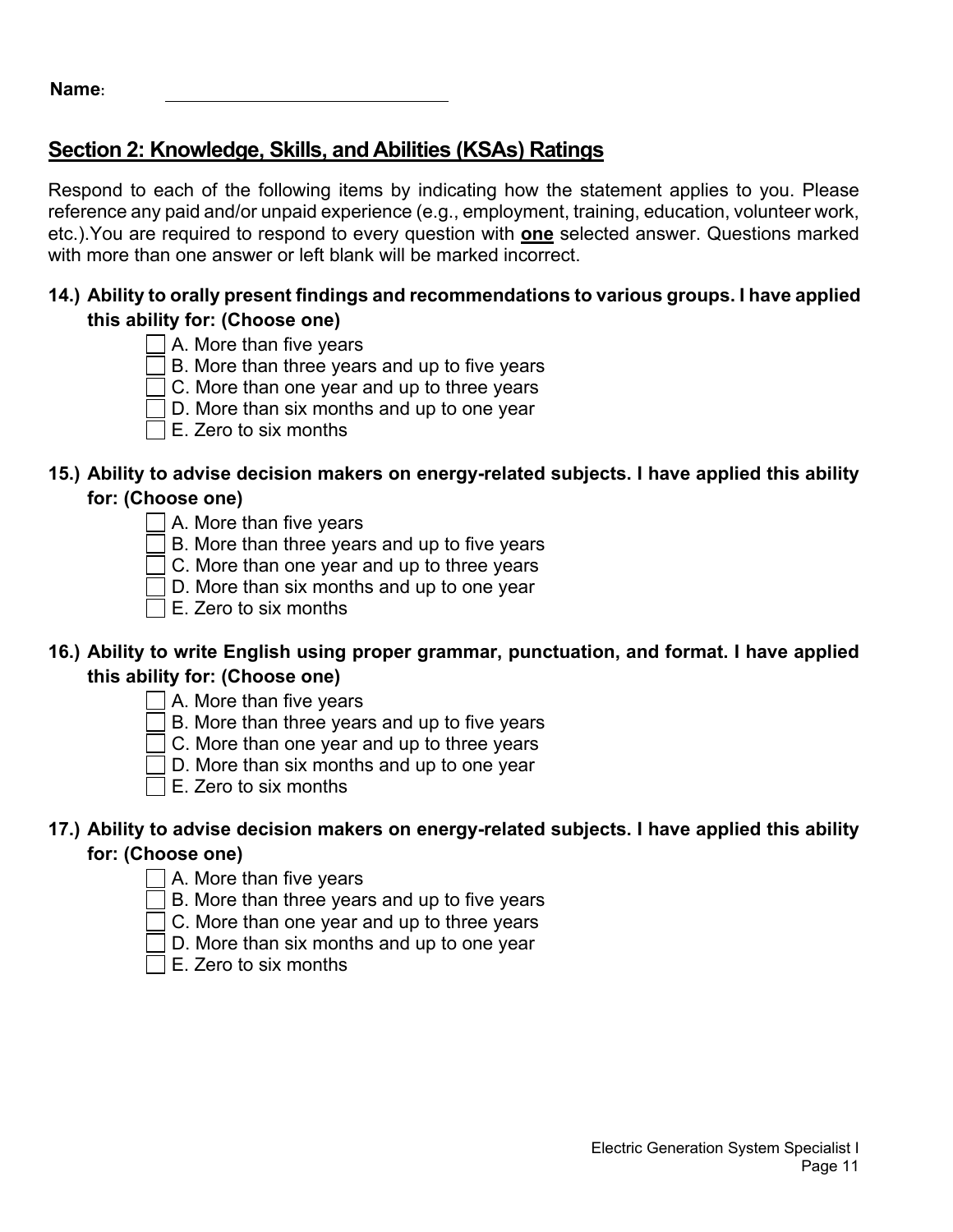**Name:** ______________________________

## Section 2: Knowledge, Skills, and Abilities (KSAs) Ratings

Respond to each of the following items by indicating how the statement applies to you. Please reference any paid and/or unpaid experience (e.g., employment, training, education, volunteer work, etc.).You are required to respond to every question with **one** selected answer. Questions marked with more than one answer or left blank will be marked incorrect.

**14.) Ability to orally present findings and recommendations to various groups. I have applied this ability for: (Choose one)**

- ☐ A. More than five years
- ☐ B. More than three years and up to five years
- ☐ C. More than one year and up to three years
- ☐ D. More than six months and up to one year
- ☐ E. Zero to six months

**15.) Ability to advise decision makers on energy-related subjects. I have applied this ability for: (Choose one)**

- ☐ A. More than five years
- ☐ B. More than three years and up to five years
- ☐ C. More than one year and up to three years
- ☐ D. More than six months and up to one year
- ☐ E. Zero to six months

**16.) Ability to write English using proper grammar, punctuation, and format. I have applied this ability for: (Choose one)**

- ☐ A. More than five years
- ☐ B. More than three years and up to five years
- ☐ C. More than one year and up to three years
- ☐ D. More than six months and up to one year
- ☐ E. Zero to six months

**17.) Ability to advise decision makers on energy-related subjects. I have applied this ability for: (Choose one)**

- ☐ A. More than five years
- ☐ B. More than three years and up to five years
- ☐ C. More than one year and up to three years
- ☐ D. More than six months and up to one year
- ☐ E. Zero to six months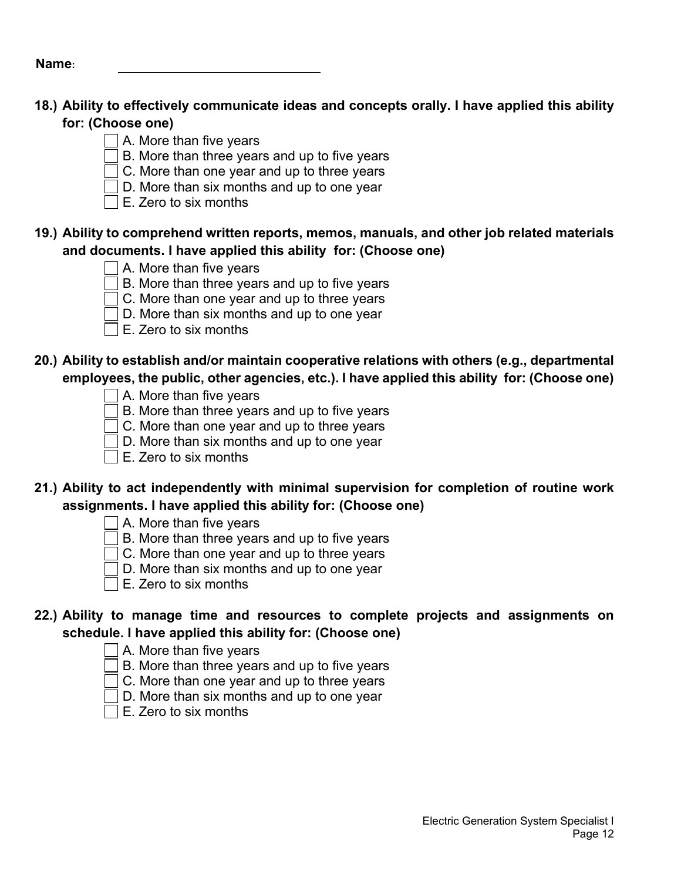**Name:** ____________________

**18.) Ability to effectively communicate ideas and concepts orally. I have applied this ability for: (Choose one)**

- [ ] A. More than five years
- [ ] B. More than three years and up to five years
- [ ] C. More than one year and up to three years
- [ ] D. More than six months and up to one year
- [ ] E. Zero to six months

**19.) Ability to comprehend written reports, memos, manuals, and other job related materials and documents. I have applied this ability for: (Choose one)**

- [ ] A. More than five years
- [ ] B. More than three years and up to five years
- [ ] C. More than one year and up to three years
- [ ] D. More than six months and up to one year
- [ ] E. Zero to six months

**20.) Ability to establish and/or maintain cooperative relations with others (e.g., departmental employees, the public, other agencies, etc.). I have applied this ability for: (Choose one)**

- [ ] A. More than five years
- [ ] B. More than three years and up to five years
- [ ] C. More than one year and up to three years
- [ ] D. More than six months and up to one year
- [ ] E. Zero to six months

**21.) Ability to act independently with minimal supervision for completion of routine work assignments. I have applied this ability for: (Choose one)**

- [ ] A. More than five years
- [ ] B. More than three years and up to five years
- [ ] C. More than one year and up to three years
- [ ] D. More than six months and up to one year
- [ ] E. Zero to six months

**22.) Ability to manage time and resources to complete projects and assignments on schedule. I have applied this ability for: (Choose one)**

- [ ] A. More than five years
- [ ] B. More than three years and up to five years
- [ ] C. More than one year and up to three years
- [ ] D. More than six months and up to one year
- [ ] E. Zero to six months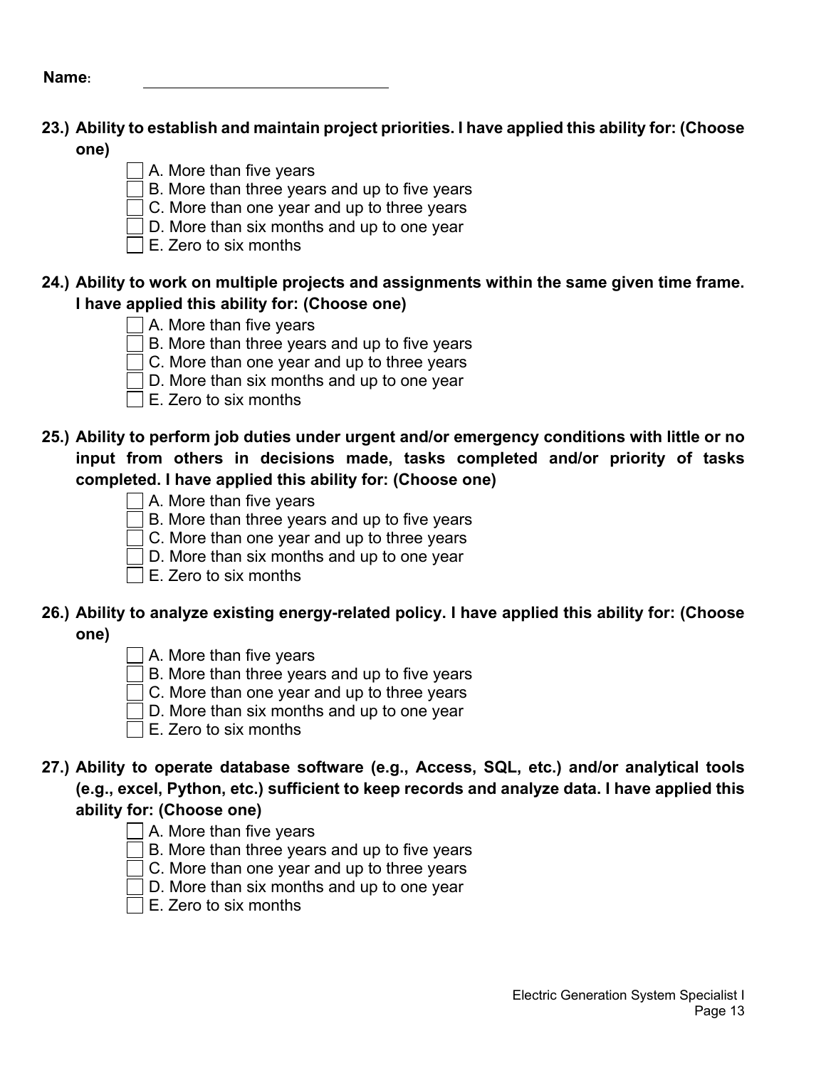**Name:** \_\_\_\_\_\_\_\_\_\_\_\_\_\_\_\_\_\_\_\_\_\_\_\_\_\_

**23.) Ability to establish and maintain project priorities. I have applied this ability for: (Choose one)**

- [ ] A. More than five years
- [ ] B. More than three years and up to five years
- [ ] C. More than one year and up to three years
- [ ] D. More than six months and up to one year
- [ ] E. Zero to six months

**24.) Ability to work on multiple projects and assignments within the same given time frame. I have applied this ability for: (Choose one)**

- [ ] A. More than five years
- [ ] B. More than three years and up to five years
- [ ] C. More than one year and up to three years
- [ ] D. More than six months and up to one year
- [ ] E. Zero to six months

**25.) Ability to perform job duties under urgent and/or emergency conditions with little or no input from others in decisions made, tasks completed and/or priority of tasks completed. I have applied this ability for: (Choose one)**

- [ ] A. More than five years
- [ ] B. More than three years and up to five years
- [ ] C. More than one year and up to three years
- [ ] D. More than six months and up to one year
- [ ] E. Zero to six months

**26.) Ability to analyze existing energy-related policy. I have applied this ability for: (Choose one)**

- [ ] A. More than five years
- [ ] B. More than three years and up to five years
- [ ] C. More than one year and up to three years
- [ ] D. More than six months and up to one year
- [ ] E. Zero to six months

**27.) Ability to operate database software (e.g., Access, SQL, etc.) and/or analytical tools (e.g., excel, Python, etc.) sufficient to keep records and analyze data. I have applied this ability for: (Choose one)**

- [ ] A. More than five years
- [ ] B. More than three years and up to five years
- [ ] C. More than one year and up to three years
- [ ] D. More than six months and up to one year
- [ ] E. Zero to six months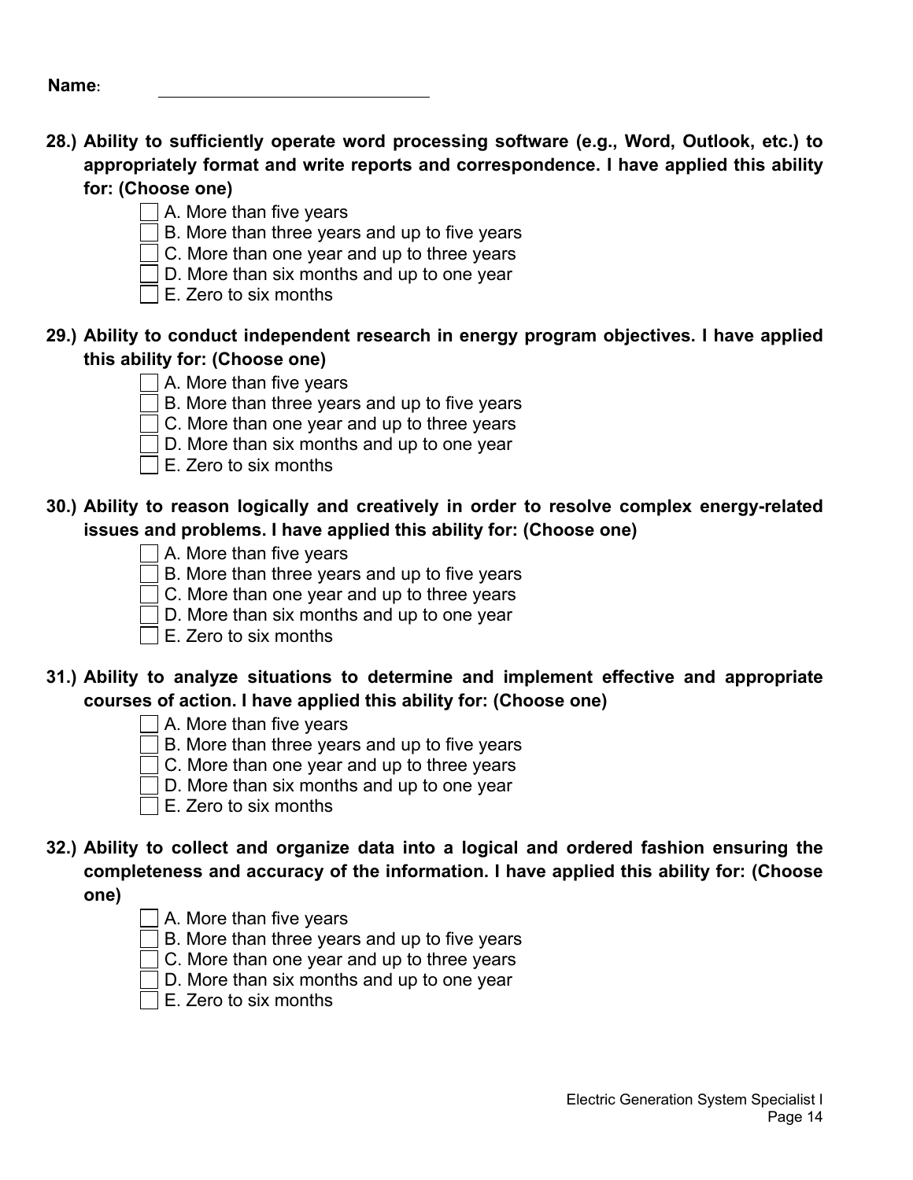**Name:** ____________________________

**28.) Ability to sufficiently operate word processing software (e.g., Word, Outlook, etc.) to appropriately format and write reports and correspondence. I have applied this ability for: (Choose one)**

- [ ] A. More than five years
- [ ] B. More than three years and up to five years
- [ ] C. More than one year and up to three years
- [ ] D. More than six months and up to one year
- [ ] E. Zero to six months

**29.) Ability to conduct independent research in energy program objectives. I have applied this ability for: (Choose one)**

- [ ] A. More than five years
- [ ] B. More than three years and up to five years
- [ ] C. More than one year and up to three years
- [ ] D. More than six months and up to one year
- [ ] E. Zero to six months

**30.) Ability to reason logically and creatively in order to resolve complex energy-related issues and problems. I have applied this ability for: (Choose one)**

- [ ] A. More than five years
- [ ] B. More than three years and up to five years
- [ ] C. More than one year and up to three years
- [ ] D. More than six months and up to one year
- [ ] E. Zero to six months

**31.) Ability to analyze situations to determine and implement effective and appropriate courses of action. I have applied this ability for: (Choose one)**

- [ ] A. More than five years
- [ ] B. More than three years and up to five years
- [ ] C. More than one year and up to three years
- [ ] D. More than six months and up to one year
- [ ] E. Zero to six months

**32.) Ability to collect and organize data into a logical and ordered fashion ensuring the completeness and accuracy of the information. I have applied this ability for: (Choose one)**

- [ ] A. More than five years
- [ ] B. More than three years and up to five years
- [ ] C. More than one year and up to three years
- [ ] D. More than six months and up to one year
- [ ] E. Zero to six months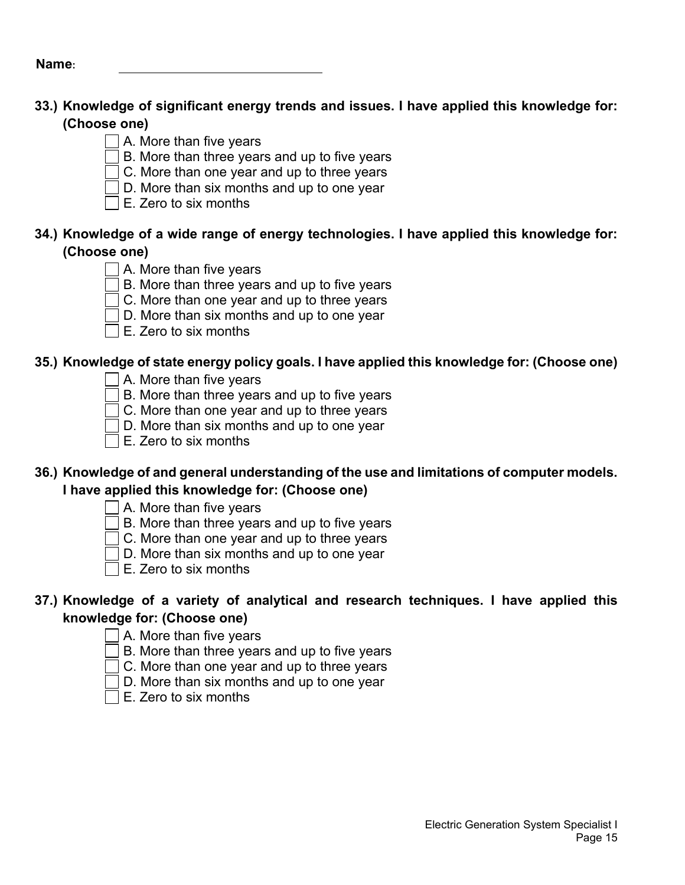**Name:** ______________________________

**33.) Knowledge of significant energy trends and issues. I have applied this knowledge for: (Choose one)**

- ☐ A. More than five years
- ☐ B. More than three years and up to five years
- ☐ C. More than one year and up to three years
- ☐ D. More than six months and up to one year
- ☐ E. Zero to six months

**34.) Knowledge of a wide range of energy technologies. I have applied this knowledge for: (Choose one)**

- ☐ A. More than five years
- ☐ B. More than three years and up to five years
- ☐ C. More than one year and up to three years
- ☐ D. More than six months and up to one year
- ☐ E. Zero to six months

**35.) Knowledge of state energy policy goals. I have applied this knowledge for: (Choose one)**

- ☐ A. More than five years
- ☐ B. More than three years and up to five years
- ☐ C. More than one year and up to three years
- ☐ D. More than six months and up to one year
- ☐ E. Zero to six months

**36.) Knowledge of and general understanding of the use and limitations of computer models. I have applied this knowledge for: (Choose one)**

- ☐ A. More than five years
- ☐ B. More than three years and up to five years
- ☐ C. More than one year and up to three years
- ☐ D. More than six months and up to one year
- ☐ E. Zero to six months

**37.) Knowledge of a variety of analytical and research techniques. I have applied this knowledge for: (Choose one)**

- ☐ A. More than five years
- ☐ B. More than three years and up to five years
- ☐ C. More than one year and up to three years
- ☐ D. More than six months and up to one year
- ☐ E. Zero to six months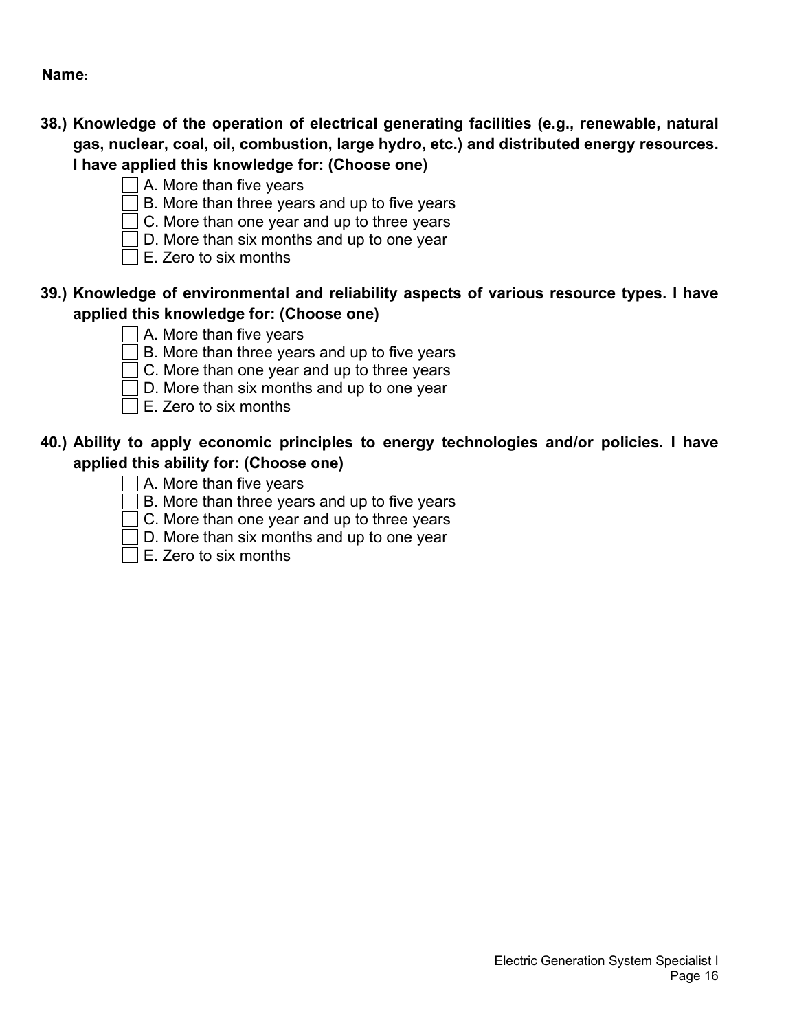**Name:** \_\_\_\_\_\_\_\_\_\_\_\_\_\_\_\_\_\_\_\_\_\_\_\_\_\_\_\_

**38.) Knowledge of the operation of electrical generating facilities (e.g., renewable, natural gas, nuclear, coal, oil, combustion, large hydro, etc.) and distributed energy resources. I have applied this knowledge for: (Choose one)**

- ☐ A. More than five years
- ☐ B. More than three years and up to five years
- ☐ C. More than one year and up to three years
- ☐ D. More than six months and up to one year
- ☐ E. Zero to six months

**39.) Knowledge of environmental and reliability aspects of various resource types. I have applied this knowledge for: (Choose one)**

- ☐ A. More than five years
- ☐ B. More than three years and up to five years
- ☐ C. More than one year and up to three years
- ☐ D. More than six months and up to one year
- ☐ E. Zero to six months

**40.) Ability to apply economic principles to energy technologies and/or policies. I have applied this ability for: (Choose one)**

- ☐ A. More than five years
- ☐ B. More than three years and up to five years
- ☐ C. More than one year and up to three years
- ☐ D. More than six months and up to one year
- ☐ E. Zero to six months